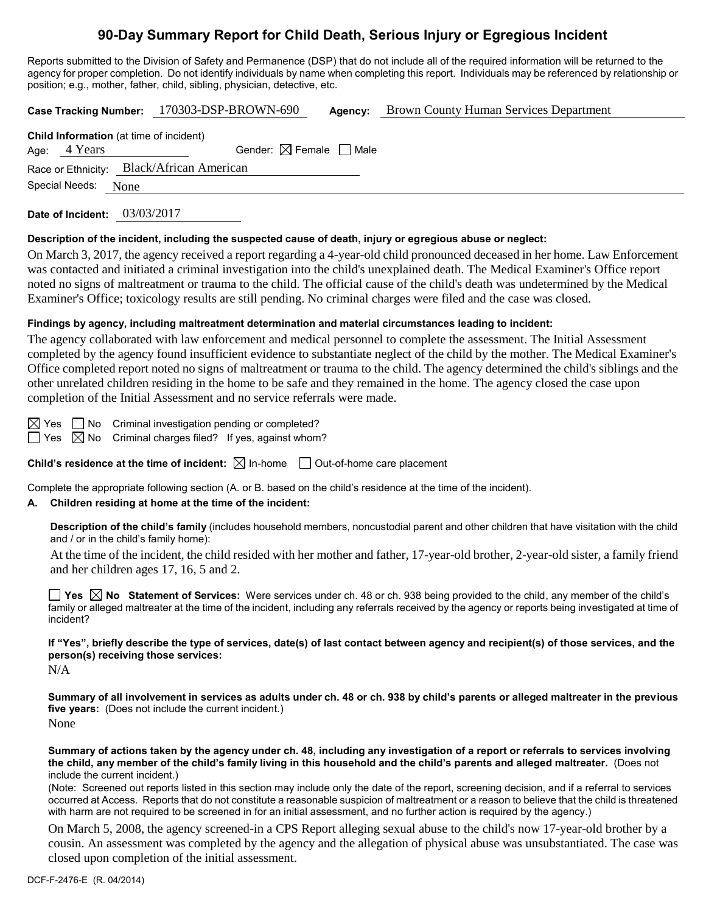# 90-Day Summary Report for Child Death, Serious Injury or Egregious Incident

Reports submitted to the Division of Safety and Permanence (DSP) that do not include all of the required information will be returned to the agency for proper completion. Do not identify individuals by name when completing this report. Individuals may be referenced by relationship or position; e.g., mother, father, child, sibling, physician, detective, etc.

**Case Tracking Number:** 170303-DSP-BROWN-690 **Agency:** Brown County Human Services Department

**Child Information** (at time of incident)

Age: 4 Years Gender: ☒ Female ☐ Male

Race or Ethnicity: Black/African American

Special Needs: None

**Date of Incident:** 03/03/2017

**Description of the incident, including the suspected cause of death, injury or egregious abuse or neglect:**

On March 3, 2017, the agency received a report regarding a 4-year-old child pronounced deceased in her home. Law Enforcement was contacted and initiated a criminal investigation into the child's unexplained death. The Medical Examiner's Office report noted no signs of maltreatment or trauma to the child. The official cause of the child's death was undetermined by the Medical Examiner's Office; toxicology results are still pending. No criminal charges were filed and the case was closed.

**Findings by agency, including maltreatment determination and material circumstances leading to incident:**

The agency collaborated with law enforcement and medical personnel to complete the assessment. The Initial Assessment completed by the agency found insufficient evidence to substantiate neglect of the child by the mother. The Medical Examiner's Office completed report noted no signs of maltreatment or trauma to the child. The agency determined the child's siblings and the other unrelated children residing in the home to be safe and they remained in the home. The agency closed the case upon completion of the Initial Assessment and no service referrals were made.

☒ Yes ☐ No Criminal investigation pending or completed?

☐ Yes ☒ No Criminal charges filed? If yes, against whom?

**Child's residence at the time of incident:** ☒ In-home ☐ Out-of-home care placement

Complete the appropriate following section (A. or B. based on the child's residence at the time of the incident).

**A. Children residing at home at the time of the incident:**

**Description of the child's family** (includes household members, noncustodial parent and other children that have visitation with the child and / or in the child's family home):

At the time of the incident, the child resided with her mother and father, 17-year-old brother, 2-year-old sister, a family friend and her children ages 17, 16, 5 and 2.

☐ **Yes** ☒ **No Statement of Services:** Were services under ch. 48 or ch. 938 being provided to the child, any member of the child's family or alleged maltreater at the time of the incident, including any referrals received by the agency or reports being investigated at time of incident?

**If "Yes", briefly describe the type of services, date(s) of last contact between agency and recipient(s) of those services, and the person(s) receiving those services:**

N/A

**Summary of all involvement in services as adults under ch. 48 or ch. 938 by child's parents or alleged maltreater in the previous five years:** (Does not include the current incident.)

None

**Summary of actions taken by the agency under ch. 48, including any investigation of a report or referrals to services involving the child, any member of the child's family living in this household and the child's parents and alleged maltreater.** (Does not include the current incident.)

(Note: Screened out reports listed in this section may include only the date of the report, screening decision, and if a referral to services occurred at Access. Reports that do not constitute a reasonable suspicion of maltreatment or a reason to believe that the child is threatened with harm are not required to be screened in for an initial assessment, and no further action is required by the agency.)

On March 5, 2008, the agency screened-in a CPS Report alleging sexual abuse to the child's now 17-year-old brother by a cousin. An assessment was completed by the agency and the allegation of physical abuse was unsubstantiated. The case was closed upon completion of the initial assessment.

DCF-F-2476-E (R. 04/2014)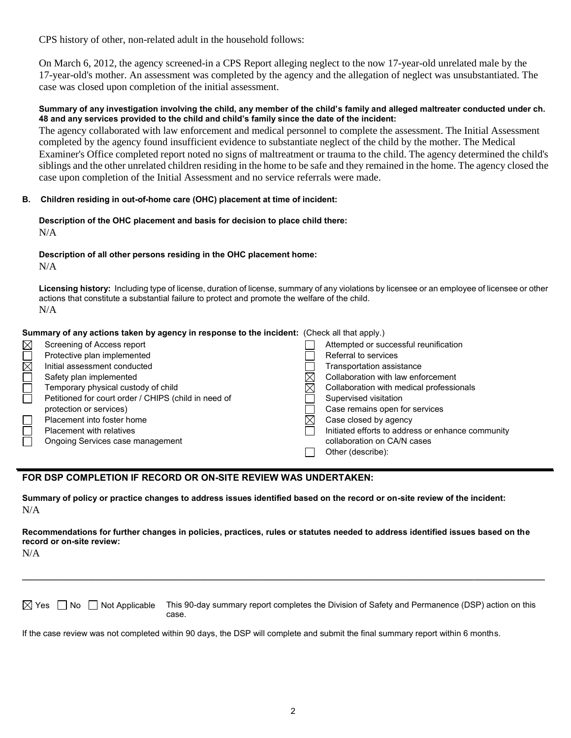CPS history of other, non-related adult in the household follows:

On March 6, 2012, the agency screened-in a CPS Report alleging neglect to the now 17-year-old unrelated male by the 17-year-old's mother. An assessment was completed by the agency and the allegation of neglect was unsubstantiated. The case was closed upon completion of the initial assessment.

**Summary of any investigation involving the child, any member of the child's family and alleged maltreater conducted under ch. 48 and any services provided to the child and child's family since the date of the incident:**

The agency collaborated with law enforcement and medical personnel to complete the assessment. The Initial Assessment completed by the agency found insufficient evidence to substantiate neglect of the child by the mother. The Medical Examiner's Office completed report noted no signs of maltreatment or trauma to the child. The agency determined the child's siblings and the other unrelated children residing in the home to be safe and they remained in the home. The agency closed the case upon completion of the Initial Assessment and no service referrals were made.

**B. Children residing in out-of-home care (OHC) placement at time of incident:**

**Description of the OHC placement and basis for decision to place child there:**

N/A

**Description of all other persons residing in the OHC placement home:**

N/A

**Licensing history:** Including type of license, duration of license, summary of any violations by licensee or an employee of licensee or other actions that constitute a substantial failure to protect and promote the welfare of the child.

N/A

**Summary of any actions taken by agency in response to the incident:** (Check all that apply.)

| | | | |
|---|---|---|---|
| ☒ | Screening of Access report | ☐ | Attempted or successful reunification |
| ☐ | Protective plan implemented | ☐ | Referral to services |
| ☒ | Initial assessment conducted | ☐ | Transportation assistance |
| ☐ | Safety plan implemented | ☒ | Collaboration with law enforcement |
| ☐ | Temporary physical custody of child | ☒ | Collaboration with medical professionals |
| ☐ | Petitioned for court order / CHIPS (child in need of protection or services) | ☐ | Supervised visitation |
| | | ☐ | Case remains open for services |
| ☐ | Placement into foster home | ☒ | Case closed by agency |
| ☐ | Placement with relatives | ☐ | Initiated efforts to address or enhance community collaboration on CA/N cases |
| ☐ | Ongoing Services case management | ☐ | Other (describe): |

## FOR DSP COMPLETION IF RECORD OR ON-SITE REVIEW WAS UNDERTAKEN:

**Summary of policy or practice changes to address issues identified based on the record or on-site review of the incident:**

N/A

**Recommendations for further changes in policies, practices, rules or statutes needed to address identified issues based on the record or on-site review:**

N/A

---

☒ Yes ☐ No ☐ Not Applicable This 90-day summary report completes the Division of Safety and Permanence (DSP) action on this case.

If the case review was not completed within 90 days, the DSP will complete and submit the final summary report within 6 months.